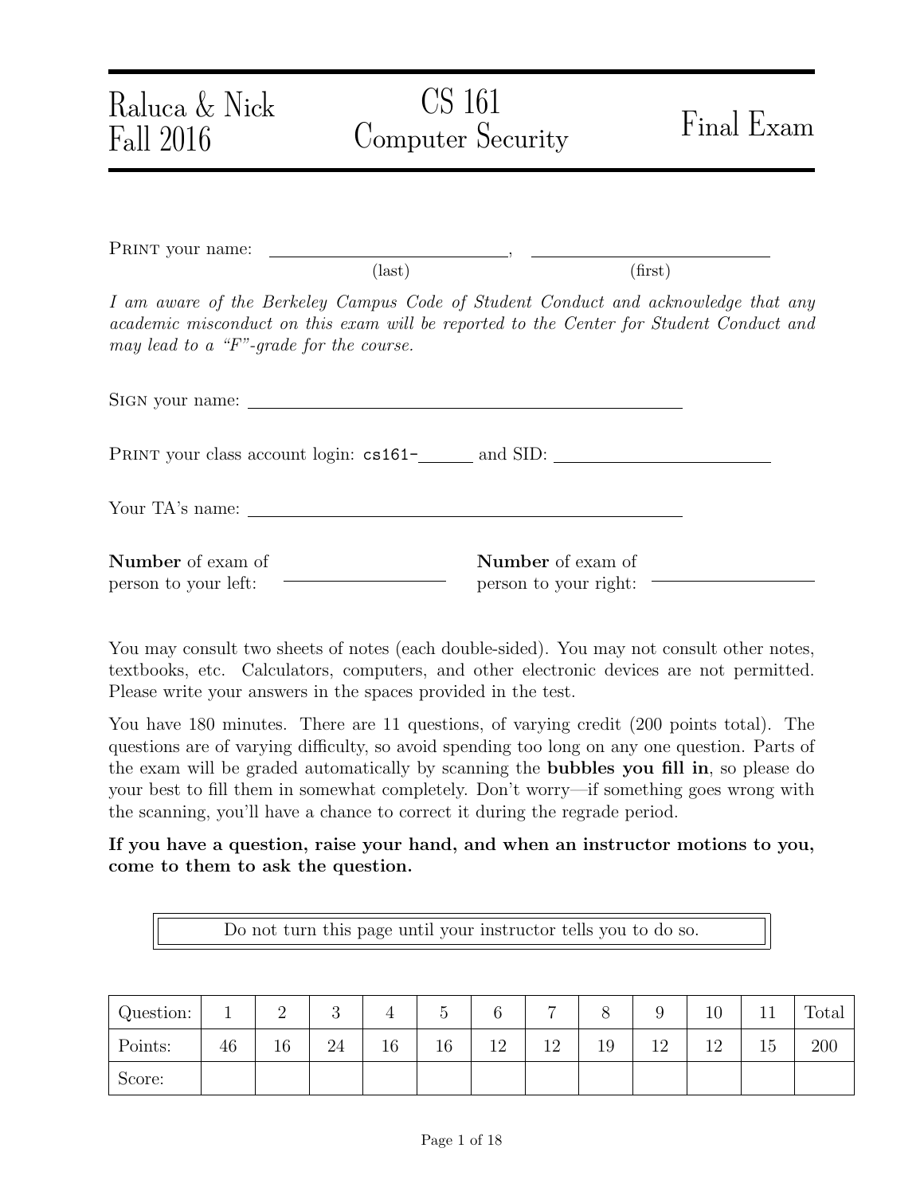Raluca & Nick
Fall 2016

# CS 161 Computer Security

# Final Exam

PRINT your name: \_\_\_\_\_\_\_\_\_\_\_\_\_\_\_\_\_\_\_\_\_\_\_\_\_\_\_\_ (last), \_\_\_\_\_\_\_\_\_\_\_\_\_\_\_\_\_\_\_\_\_\_\_\_\_\_\_\_ (first)

*I am aware of the Berkeley Campus Code of Student Conduct and acknowledge that any academic misconduct on this exam will be reported to the Center for Student Conduct and may lead to a "F"-grade for the course.*

SIGN your name: \_\_\_\_\_\_\_\_\_\_\_\_\_\_\_\_\_\_\_\_\_\_\_\_\_\_\_\_\_\_\_\_\_\_\_\_\_\_\_\_\_\_\_\_\_\_\_\_\_\_\_\_

PRINT your class account login: `cs161-`\_\_\_\_\_\_ and SID: \_\_\_\_\_\_\_\_\_\_\_\_\_\_\_\_\_\_\_\_\_\_\_\_\_\_\_\_

Your TA's name: \_\_\_\_\_\_\_\_\_\_\_\_\_\_\_\_\_\_\_\_\_\_\_\_\_\_\_\_\_\_\_\_\_\_\_\_\_\_\_\_\_\_\_\_\_\_\_\_\_\_\_\_

**Number** of exam of person to your left: \_\_\_\_\_\_\_\_\_\_\_\_\_\_\_\_

**Number** of exam of person to your right: \_\_\_\_\_\_\_\_\_\_\_\_\_\_\_\_

You may consult two sheets of notes (each double-sided). You may not consult other notes, textbooks, etc. Calculators, computers, and other electronic devices are not permitted. Please write your answers in the spaces provided in the test.

You have 180 minutes. There are 11 questions, of varying credit (200 points total). The questions are of varying difficulty, so avoid spending too long on any one question. Parts of the exam will be graded automatically by scanning the **bubbles you fill in**, so please do your best to fill them in somewhat completely. Don't worry—if something goes wrong with the scanning, you'll have a chance to correct it during the regrade period.

**If you have a question, raise your hand, and when an instructor motions to you, come to them to ask the question.**

Do not turn this page until your instructor tells you to do so.

| Question: | 1 | 2 | 3 | 4 | 5 | 6 | 7 | 8 | 9 | 10 | 11 | Total |
|---|---|---|---|---|---|---|---|---|---|---|---|---|
| Points: | 46 | 16 | 24 | 16 | 16 | 12 | 12 | 19 | 12 | 12 | 15 | 200 |
| Score: | | | | | | | | | | | | |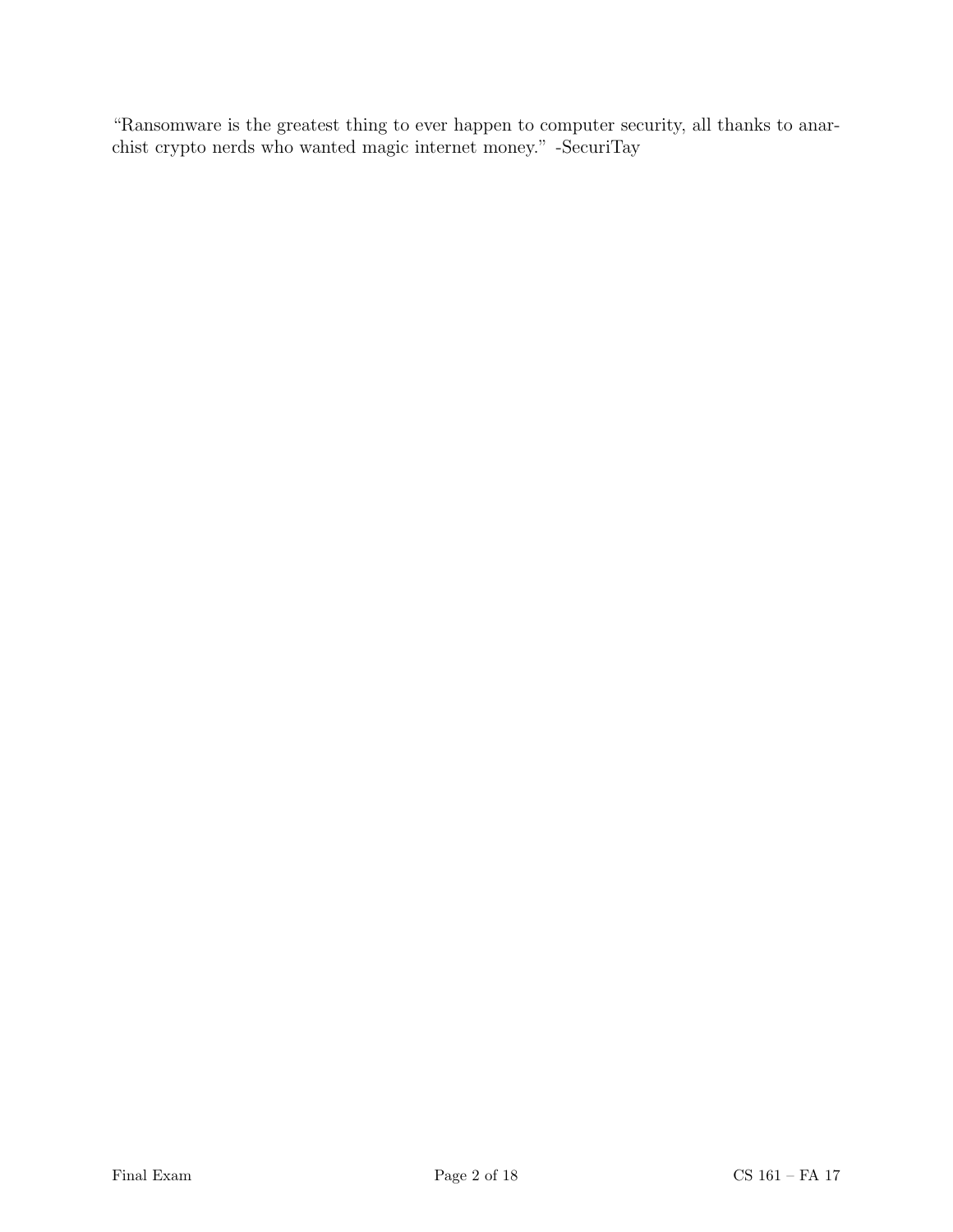"Ransomware is the greatest thing to ever happen to computer security, all thanks to anarchist crypto nerds who wanted magic internet money." -SecuriTay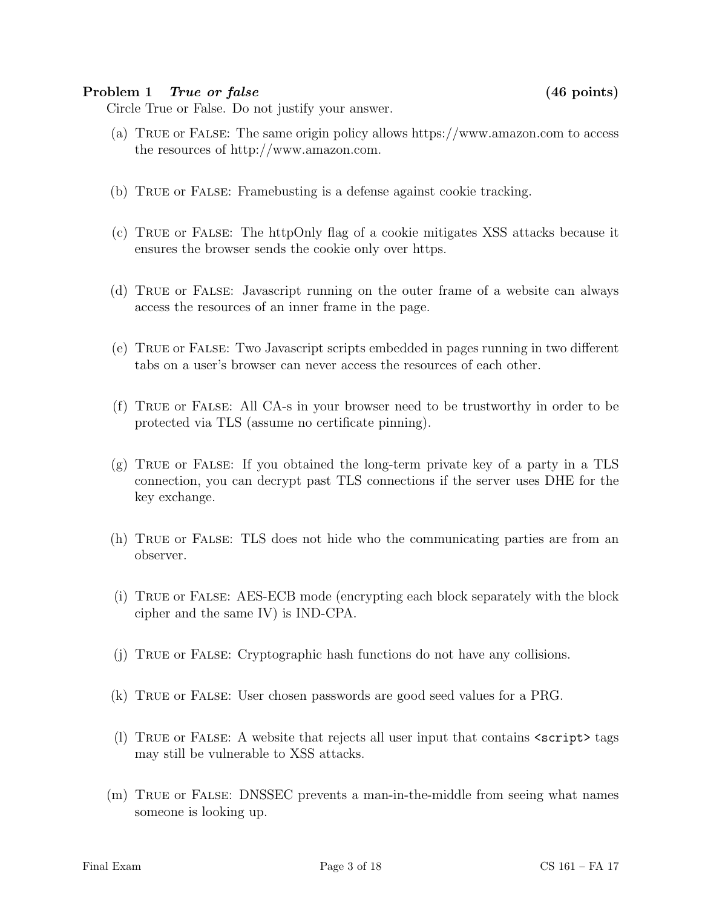**Problem 1** ***True or false*** **(46 points)**

Circle True or False. Do not justify your answer.

(a) True or False: The same origin policy allows https://www.amazon.com to access the resources of http://www.amazon.com.

(b) True or False: Framebusting is a defense against cookie tracking.

(c) True or False: The httpOnly flag of a cookie mitigates XSS attacks because it ensures the browser sends the cookie only over https.

(d) True or False: Javascript running on the outer frame of a website can always access the resources of an inner frame in the page.

(e) True or False: Two Javascript scripts embedded in pages running in two different tabs on a user's browser can never access the resources of each other.

(f) True or False: All CA-s in your browser need to be trustworthy in order to be protected via TLS (assume no certificate pinning).

(g) True or False: If you obtained the long-term private key of a party in a TLS connection, you can decrypt past TLS connections if the server uses DHE for the key exchange.

(h) True or False: TLS does not hide who the communicating parties are from an observer.

(i) True or False: AES-ECB mode (encrypting each block separately with the block cipher and the same IV) is IND-CPA.

(j) True or False: Cryptographic hash functions do not have any collisions.

(k) True or False: User chosen passwords are good seed values for a PRG.

(l) True or False: A website that rejects all user input that contains `<script>` tags may still be vulnerable to XSS attacks.

(m) True or False: DNSSEC prevents a man-in-the-middle from seeing what names someone is looking up.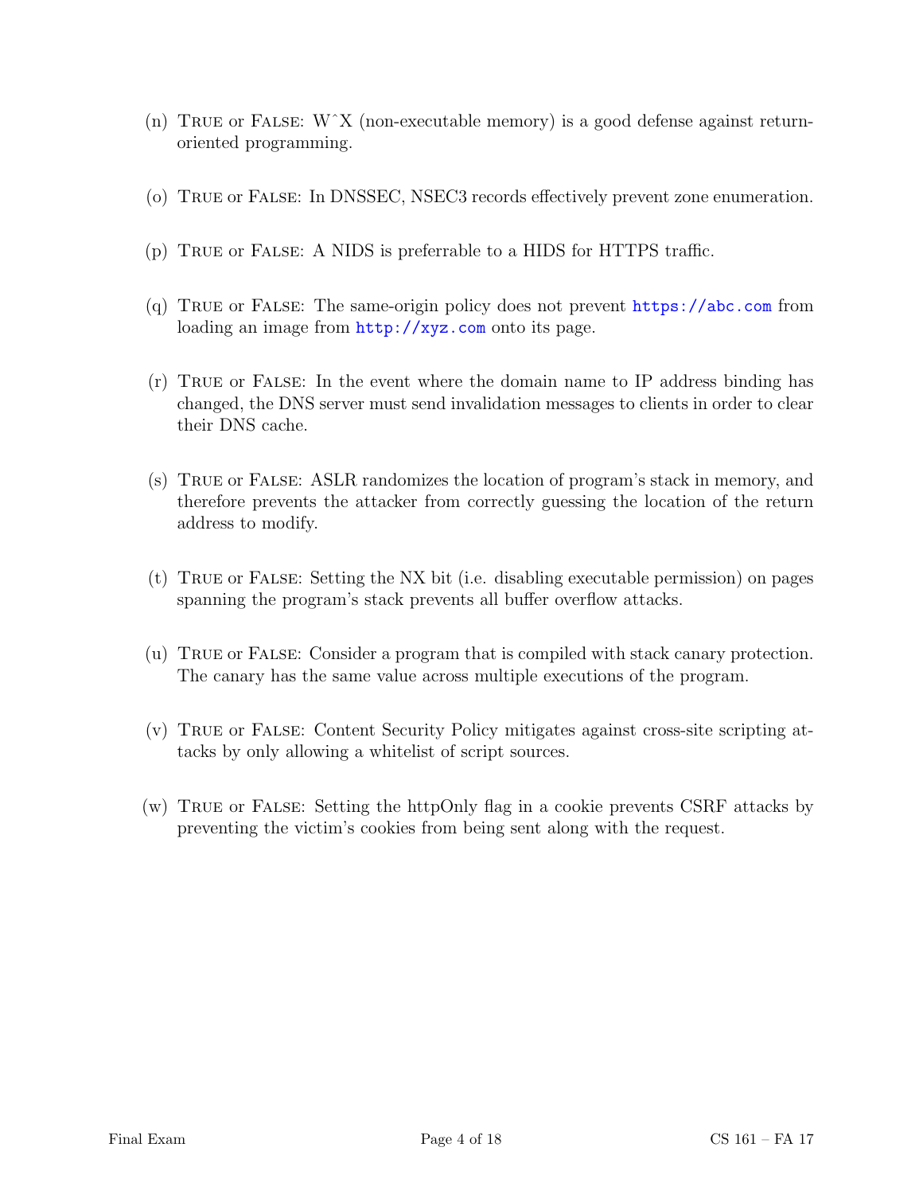(n) TRUE or FALSE: W^X (non-executable memory) is a good defense against return-oriented programming.

(o) TRUE or FALSE: In DNSSEC, NSEC3 records effectively prevent zone enumeration.

(p) TRUE or FALSE: A NIDS is preferrable to a HIDS for HTTPS traffic.

(q) TRUE or FALSE: The same-origin policy does not prevent https://abc.com from loading an image from http://xyz.com onto its page.

(r) TRUE or FALSE: In the event where the domain name to IP address binding has changed, the DNS server must send invalidation messages to clients in order to clear their DNS cache.

(s) TRUE or FALSE: ASLR randomizes the location of program's stack in memory, and therefore prevents the attacker from correctly guessing the location of the return address to modify.

(t) TRUE or FALSE: Setting the NX bit (i.e. disabling executable permission) on pages spanning the program's stack prevents all buffer overflow attacks.

(u) TRUE or FALSE: Consider a program that is compiled with stack canary protection. The canary has the same value across multiple executions of the program.

(v) TRUE or FALSE: Content Security Policy mitigates against cross-site scripting attacks by only allowing a whitelist of script sources.

(w) TRUE or FALSE: Setting the httpOnly flag in a cookie prevents CSRF attacks by preventing the victim's cookies from being sent along with the request.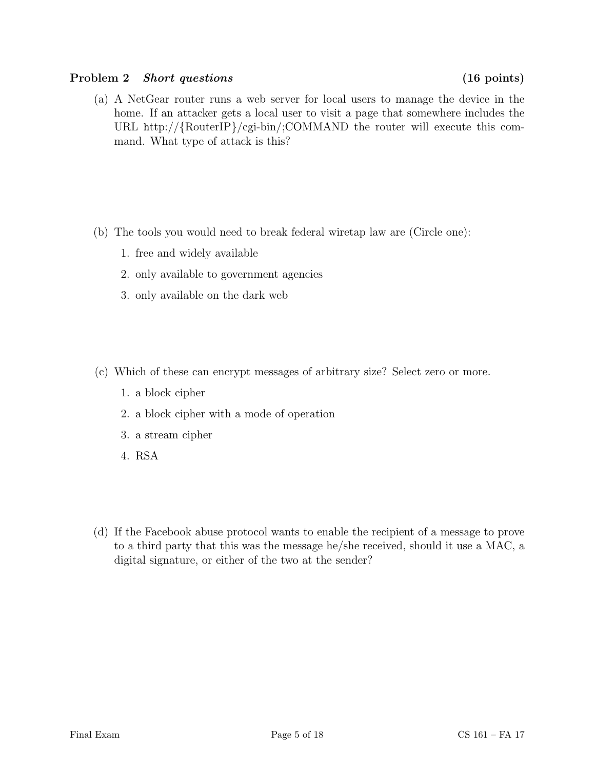**Problem 2** ***Short questions*** **(16 points)**

(a) A NetGear router runs a web server for local users to manage the device in the home. If an attacker gets a local user to visit a page that somewhere includes the URL http://{RouterIP}/cgi-bin/;COMMAND the router will execute this command. What type of attack is this?

(b) The tools you would need to break federal wiretap law are (Circle one):

1. free and widely available
2. only available to government agencies
3. only available on the dark web

(c) Which of these can encrypt messages of arbitrary size? Select zero or more.

1. a block cipher
2. a block cipher with a mode of operation
3. a stream cipher
4. RSA

(d) If the Facebook abuse protocol wants to enable the recipient of a message to prove to a third party that this was the message he/she received, should it use a MAC, a digital signature, or either of the two at the sender?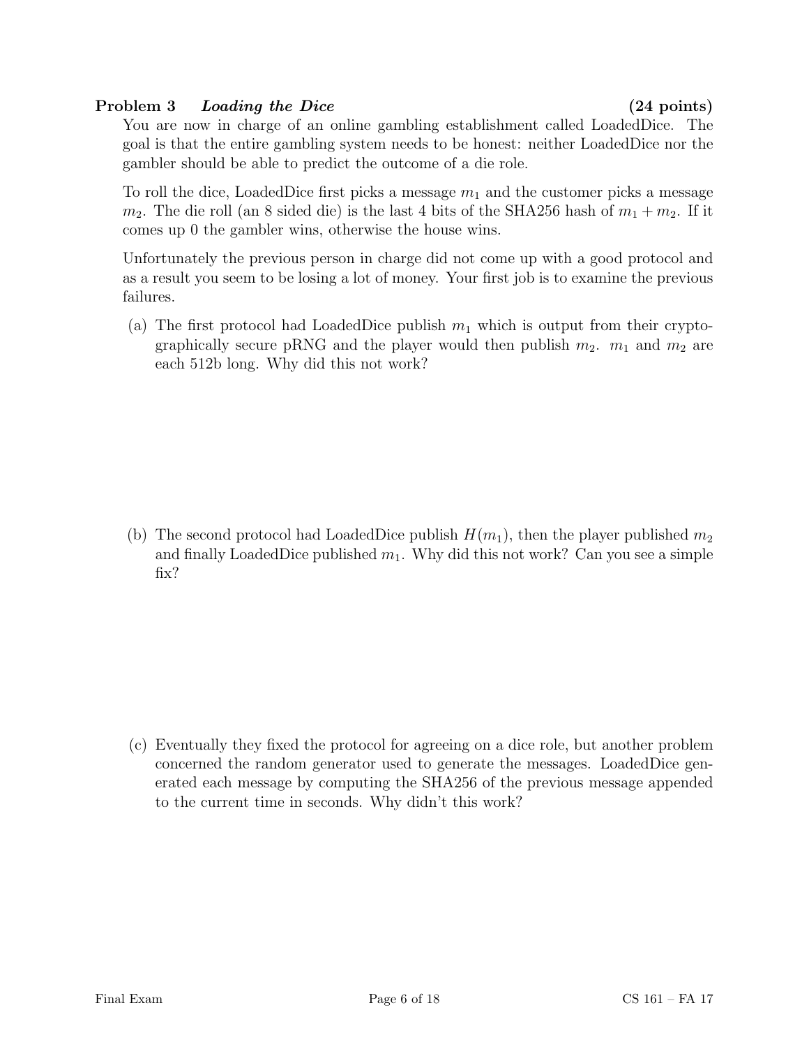**Problem 3** ***Loading the Dice*** **(24 points)**

You are now in charge of an online gambling establishment called LoadedDice. The goal is that the entire gambling system needs to be honest: neither LoadedDice nor the gambler should be able to predict the outcome of a die role.

To roll the dice, LoadedDice first picks a message $m_1$ and the customer picks a message $m_2$. The die roll (an 8 sided die) is the last 4 bits of the SHA256 hash of $m_1 + m_2$. If it comes up 0 the gambler wins, otherwise the house wins.

Unfortunately the previous person in charge did not come up with a good protocol and as a result you seem to be losing a lot of money. Your first job is to examine the previous failures.

(a) The first protocol had LoadedDice publish $m_1$ which is output from their cryptographically secure pRNG and the player would then publish $m_2$. $m_1$ and $m_2$ are each 512b long. Why did this not work?

(b) The second protocol had LoadedDice publish $H(m_1)$, then the player published $m_2$ and finally LoadedDice published $m_1$. Why did this not work? Can you see a simple fix?

(c) Eventually they fixed the protocol for agreeing on a dice role, but another problem concerned the random generator used to generate the messages. LoadedDice generated each message by computing the SHA256 of the previous message appended to the current time in seconds. Why didn't this work?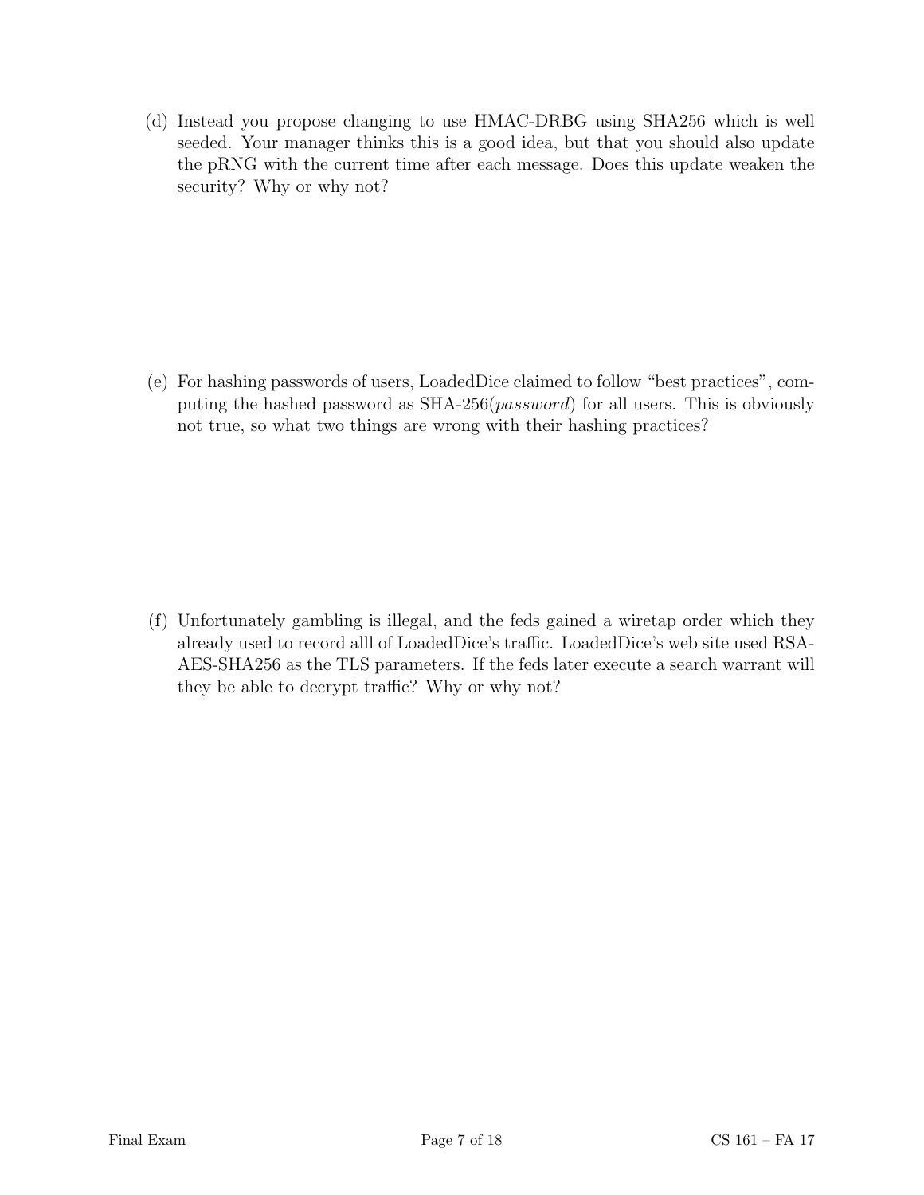(d) Instead you propose changing to use HMAC-DRBG using SHA256 which is well seeded. Your manager thinks this is a good idea, but that you should also update the pRNG with the current time after each message. Does this update weaken the security? Why or why not?

(e) For hashing passwords of users, LoadedDice claimed to follow "best practices", computing the hashed password as SHA-256(*password*) for all users. This is obviously not true, so what two things are wrong with their hashing practices?

(f) Unfortunately gambling is illegal, and the feds gained a wiretap order which they already used to record alll of LoadedDice's traffic. LoadedDice's web site used RSA-AES-SHA256 as the TLS parameters. If the feds later execute a search warrant will they be able to decrypt traffic? Why or why not?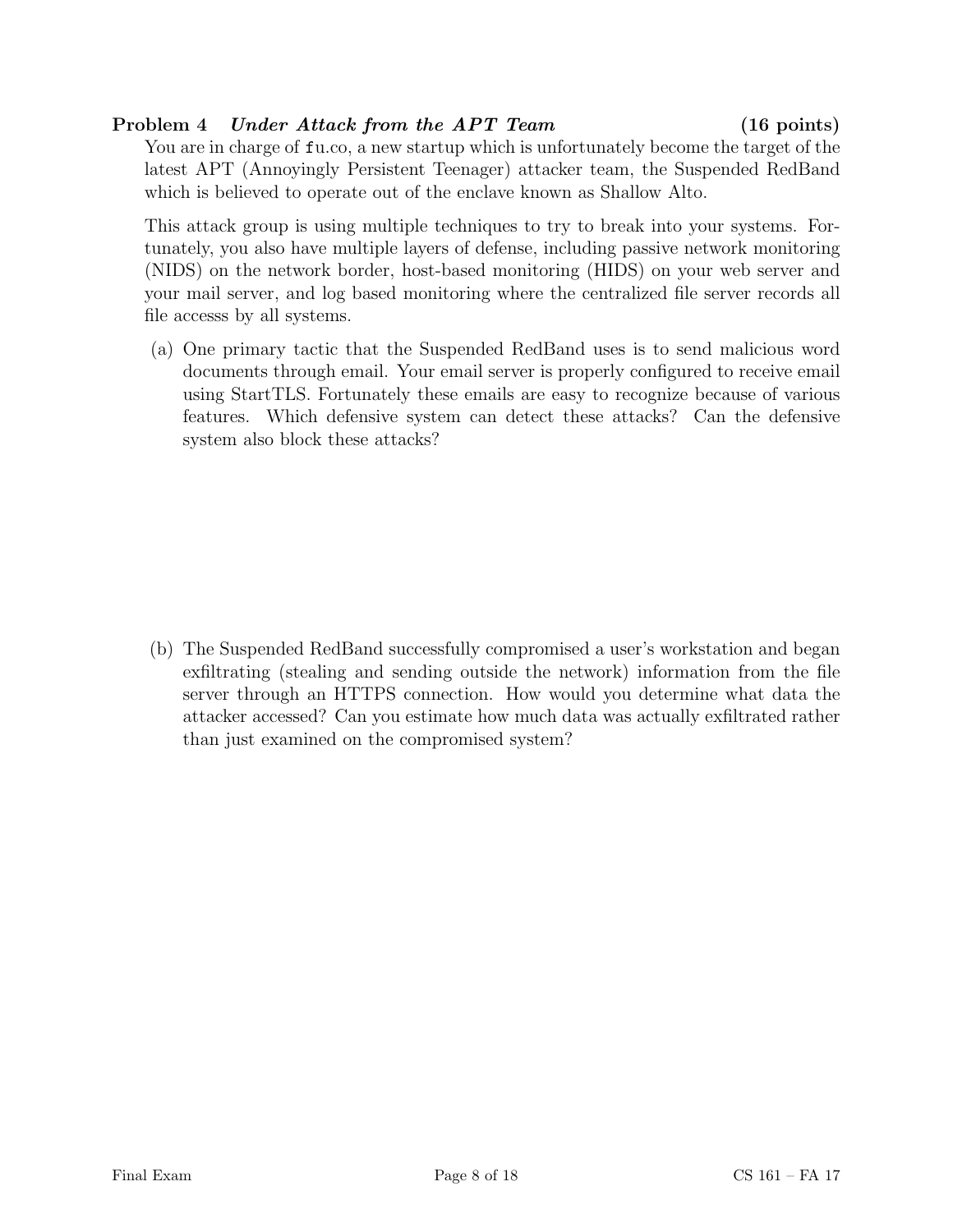**Problem 4** ***Under Attack from the APT Team*** **(16 points)**

You are in charge of `fu`.co, a new startup which is unfortunately become the target of the latest APT (Annoyingly Persistent Teenager) attacker team, the Suspended RedBand which is believed to operate out of the enclave known as Shallow Alto.

This attack group is using multiple techniques to try to break into your systems. Fortunately, you also have multiple layers of defense, including passive network monitoring (NIDS) on the network border, host-based monitoring (HIDS) on your web server and your mail server, and log based monitoring where the centralized file server records all file accesss by all systems.

(a) One primary tactic that the Suspended RedBand uses is to send malicious word documents through email. Your email server is properly configured to receive email using StartTLS. Fortunately these emails are easy to recognize because of various features. Which defensive system can detect these attacks? Can the defensive system also block these attacks?

(b) The Suspended RedBand successfully compromised a user's workstation and began exfiltrating (stealing and sending outside the network) information from the file server through an HTTPS connection. How would you determine what data the attacker accessed? Can you estimate how much data was actually exfiltrated rather than just examined on the compromised system?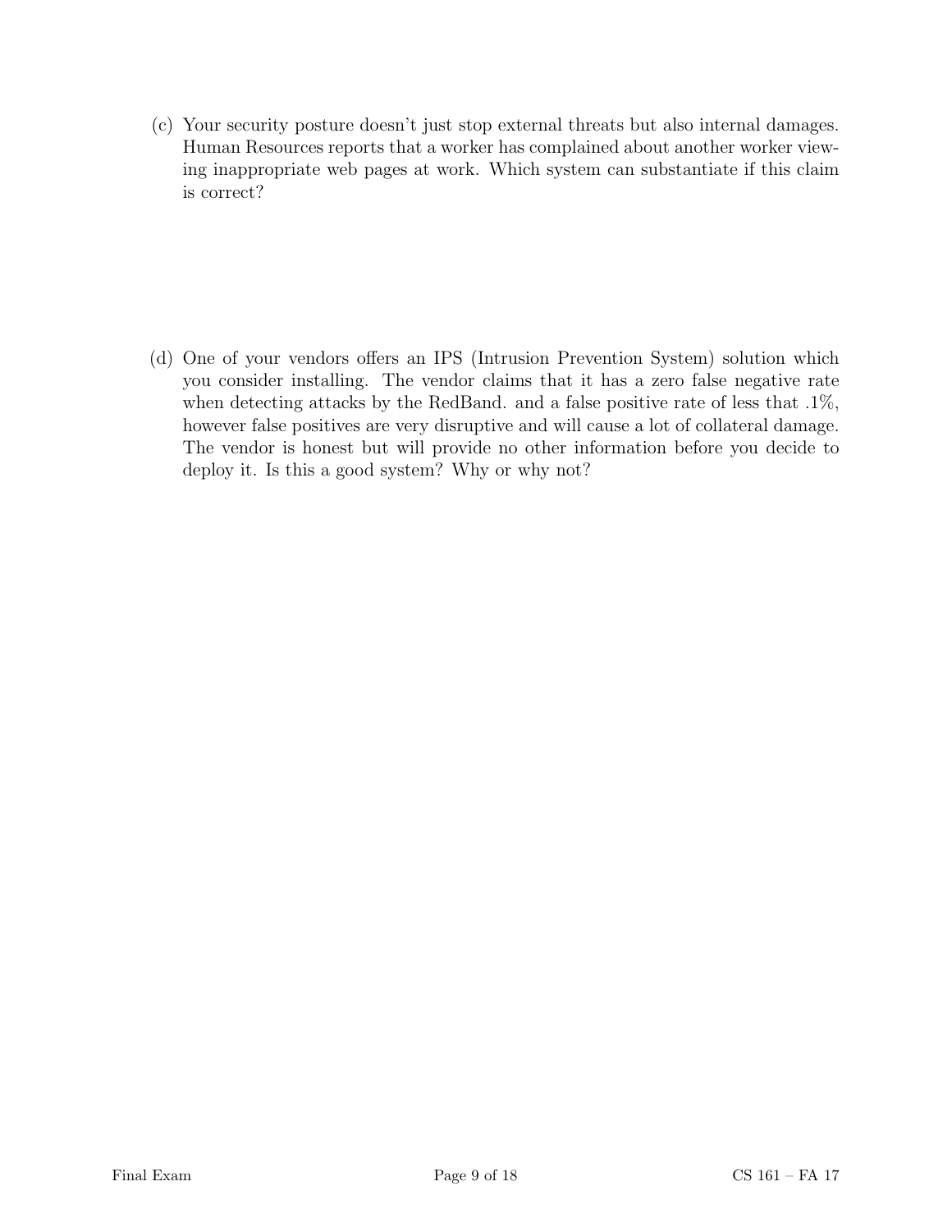(c) Your security posture doesn't just stop external threats but also internal damages. Human Resources reports that a worker has complained about another worker viewing inappropriate web pages at work. Which system can substantiate if this claim is correct?

(d) One of your vendors offers an IPS (Intrusion Prevention System) solution which you consider installing. The vendor claims that it has a zero false negative rate when detecting attacks by the RedBand. and a false positive rate of less that .1%, however false positives are very disruptive and will cause a lot of collateral damage. The vendor is honest but will provide no other information before you decide to deploy it. Is this a good system? Why or why not?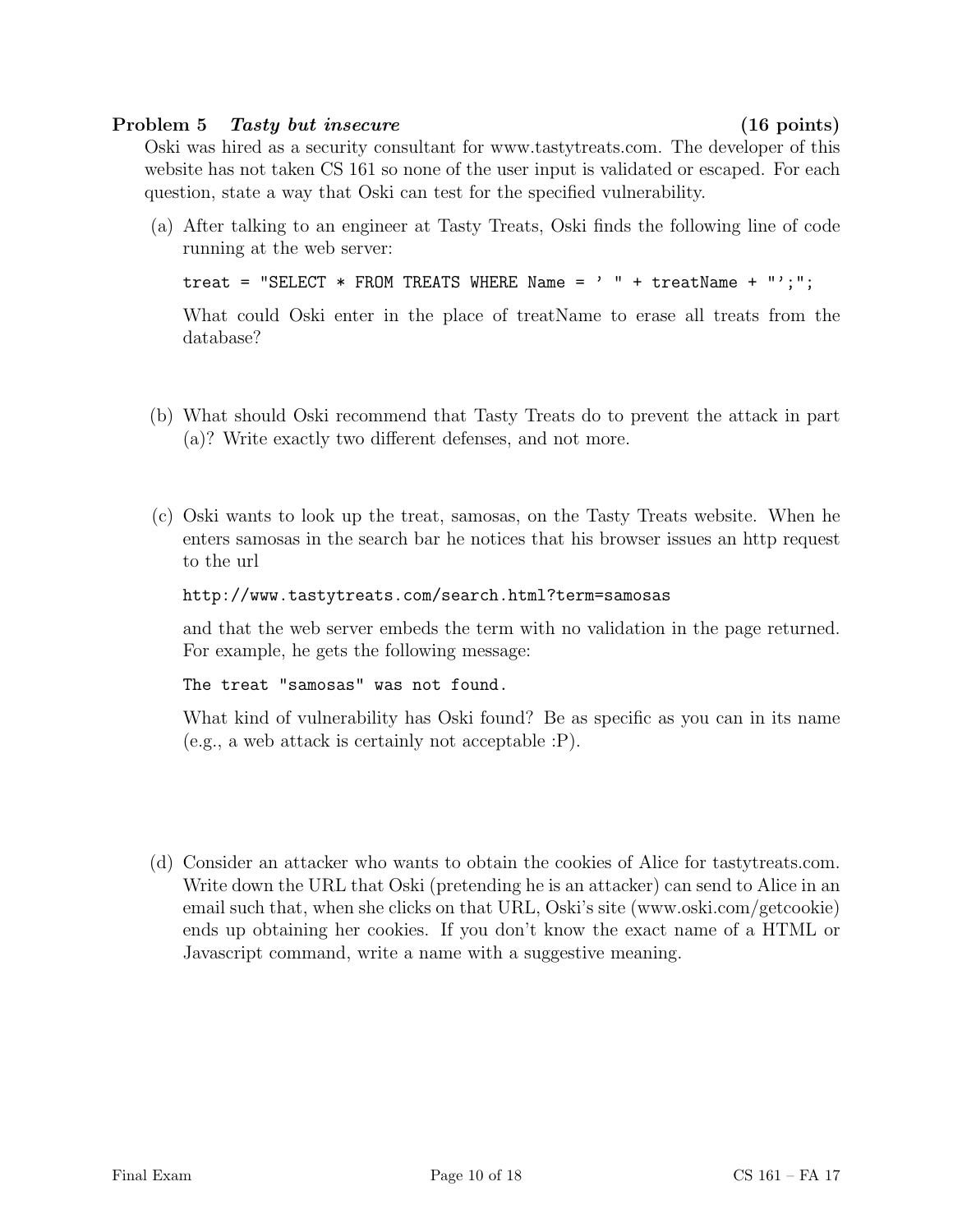**Problem 5** ***Tasty but insecure*** **(16 points)**

Oski was hired as a security consultant for www.tastytreats.com. The developer of this website has not taken CS 161 so none of the user input is validated or escaped. For each question, state a way that Oski can test for the specified vulnerability.

(a) After talking to an engineer at Tasty Treats, Oski finds the following line of code running at the web server:

```
treat = "SELECT * FROM TREATS WHERE Name = ' " + treatName + "';";
```

What could Oski enter in the place of treatName to erase all treats from the database?

(b) What should Oski recommend that Tasty Treats do to prevent the attack in part (a)? Write exactly two different defenses, and not more.

(c) Oski wants to look up the treat, samosas, on the Tasty Treats website. When he enters samosas in the search bar he notices that his browser issues an http request to the url

```
http://www.tastytreats.com/search.html?term=samosas
```

and that the web server embeds the term with no validation in the page returned. For example, he gets the following message:

```
The treat "samosas" was not found.
```

What kind of vulnerability has Oski found? Be as specific as you can in its name (e.g., a web attack is certainly not acceptable :P).

(d) Consider an attacker who wants to obtain the cookies of Alice for tastytreats.com. Write down the URL that Oski (pretending he is an attacker) can send to Alice in an email such that, when she clicks on that URL, Oski's site (www.oski.com/getcookie) ends up obtaining her cookies. If you don't know the exact name of a HTML or Javascript command, write a name with a suggestive meaning.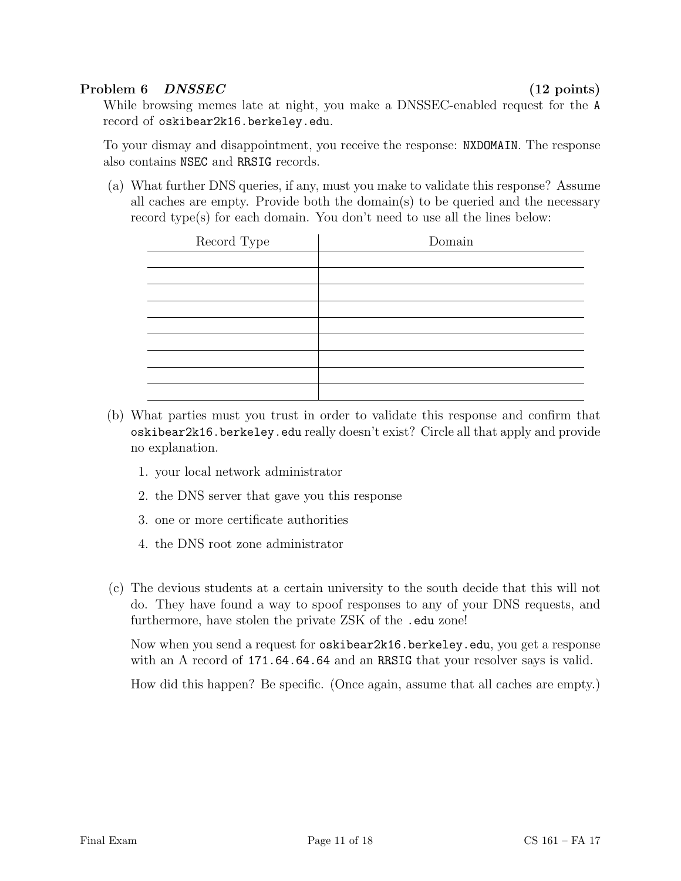## Problem 6 *DNSSEC* (12 points)

While browsing memes late at night, you make a DNSSEC-enabled request for the `A` record of `oskibear2k16.berkeley.edu`.

To your dismay and disappointment, you receive the response: `NXDOMAIN`. The response also contains `NSEC` and `RRSIG` records.

(a) What further DNS queries, if any, must you make to validate this response? Assume all caches are empty. Provide both the domain(s) to be queried and the necessary record type(s) for each domain. You don't need to use all the lines below:

| Record Type | Domain |
|---|---|
| | |
| | |
| | |
| | |
| | |
| | |
| | |
| | |
| | |

(b) What parties must you trust in order to validate this response and confirm that `oskibear2k16.berkeley.edu` really doesn't exist? Circle all that apply and provide no explanation.

1. your local network administrator
2. the DNS server that gave you this response
3. one or more certificate authorities
4. the DNS root zone administrator

(c) The devious students at a certain university to the south decide that this will not do. They have found a way to spoof responses to any of your DNS requests, and furthermore, have stolen the private ZSK of the `.edu` zone!

Now when you send a request for `oskibear2k16.berkeley.edu`, you get a response with an A record of `171.64.64.64` and an `RRSIG` that your resolver says is valid.

How did this happen? Be specific. (Once again, assume that all caches are empty.)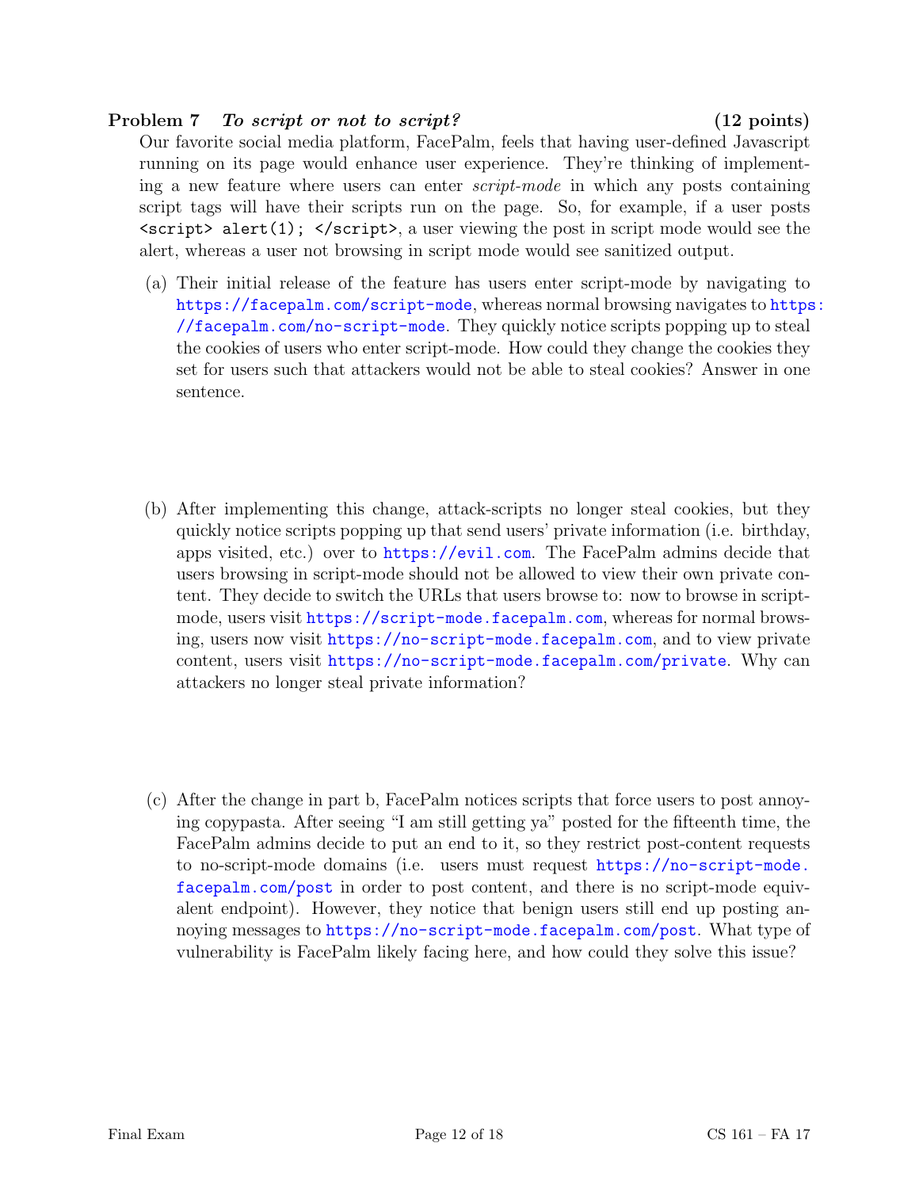**Problem 7** *To script or not to script?* **(12 points)**

Our favorite social media platform, FacePalm, feels that having user-defined Javascript running on its page would enhance user experience. They're thinking of implementing a new feature where users can enter *script-mode* in which any posts containing script tags will have their scripts run on the page. So, for example, if a user posts `<script> alert(1); </script>`, a user viewing the post in script mode would see the alert, whereas a user not browsing in script mode would see sanitized output.

(a) Their initial release of the feature has users enter script-mode by navigating to https://facepalm.com/script-mode, whereas normal browsing navigates to https://facepalm.com/no-script-mode. They quickly notice scripts popping up to steal the cookies of users who enter script-mode. How could they change the cookies they set for users such that attackers would not be able to steal cookies? Answer in one sentence.

(b) After implementing this change, attack-scripts no longer steal cookies, but they quickly notice scripts popping up that send users' private information (i.e. birthday, apps visited, etc.) over to https://evil.com. The FacePalm admins decide that users browsing in script-mode should not be allowed to view their own private content. They decide to switch the URLs that users browse to: now to browse in script-mode, users visit https://script-mode.facepalm.com, whereas for normal browsing, users now visit https://no-script-mode.facepalm.com, and to view private content, users visit https://no-script-mode.facepalm.com/private. Why can attackers no longer steal private information?

(c) After the change in part b, FacePalm notices scripts that force users to post annoying copypasta. After seeing "I am still getting ya" posted for the fifteenth time, the FacePalm admins decide to put an end to it, so they restrict post-content requests to no-script-mode domains (i.e. users must request https://no-script-mode.facepalm.com/post in order to post content, and there is no script-mode equivalent endpoint). However, they notice that benign users still end up posting annoying messages to https://no-script-mode.facepalm.com/post. What type of vulnerability is FacePalm likely facing here, and how could they solve this issue?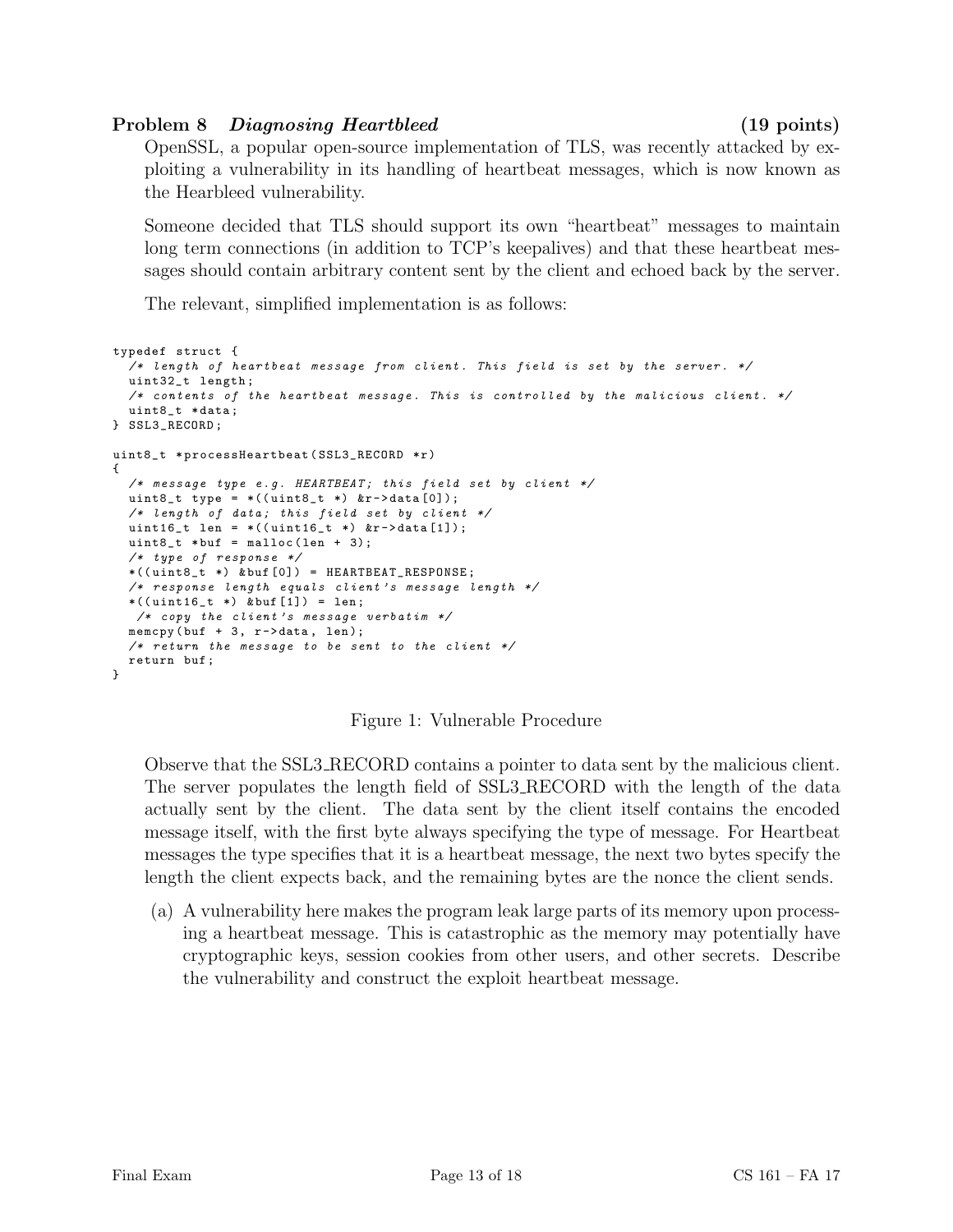### Problem 8 *Diagnosing Heartbleed* (19 points)

OpenSSL, a popular open-source implementation of TLS, was recently attacked by exploiting a vulnerability in its handling of heartbeat messages, which is now known as the Hearbleed vulnerability.

Someone decided that TLS should support its own "heartbeat" messages to maintain long term connections (in addition to TCP's keepalives) and that these heartbeat messages should contain arbitrary content sent by the client and echoed back by the server.

The relevant, simplified implementation is as follows:

```
typedef struct {
  /* length of heartbeat message from client. This field is set by the server. */
  uint32_t length;
  /* contents of the heartbeat message. This is controlled by the malicious client. */
  uint8_t *data;
} SSL3_RECORD;

uint8_t *processHeartbeat(SSL3_RECORD *r)
{
  /* message type e.g. HEARTBEAT; this field set by client */
  uint8_t type = *((uint8_t *) &r->data[0]);
  /* length of data; this field set by client */
  uint16_t len = *((uint16_t *) &r->data[1]);
  uint8_t *buf = malloc(len + 3);
  /* type of response */
  *((uint8_t *) &buf[0]) = HEARTBEAT_RESPONSE;
  /* response length equals client's message length */
  *((uint16_t *) &buf[1]) = len;
   /* copy the client's message verbatim */
  memcpy(buf + 3, r->data, len);
  /* return the message to be sent to the client */
  return buf;
}
```

Figure 1: Vulnerable Procedure

Observe that the SSL3_RECORD contains a pointer to data sent by the malicious client. The server populates the length field of SSL3_RECORD with the length of the data actually sent by the client. The data sent by the client itself contains the encoded message itself, with the first byte always specifying the type of message. For Heartbeat messages the type specifies that it is a heartbeat message, the next two bytes specify the length the client expects back, and the remaining bytes are the nonce the client sends.

(a) A vulnerability here makes the program leak large parts of its memory upon processing a heartbeat message. This is catastrophic as the memory may potentially have cryptographic keys, session cookies from other users, and other secrets. Describe the vulnerability and construct the exploit heartbeat message.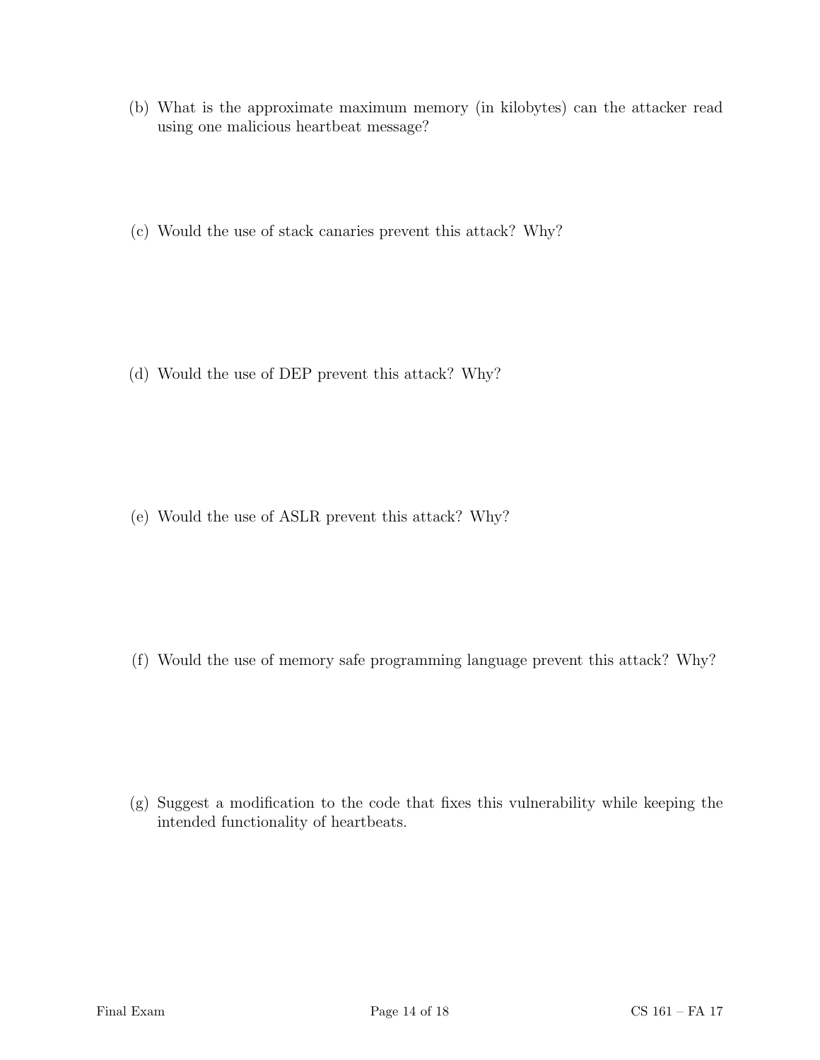(b) What is the approximate maximum memory (in kilobytes) can the attacker read using one malicious heartbeat message?

(c) Would the use of stack canaries prevent this attack? Why?

(d) Would the use of DEP prevent this attack? Why?

(e) Would the use of ASLR prevent this attack? Why?

(f) Would the use of memory safe programming language prevent this attack? Why?

(g) Suggest a modification to the code that fixes this vulnerability while keeping the intended functionality of heartbeats.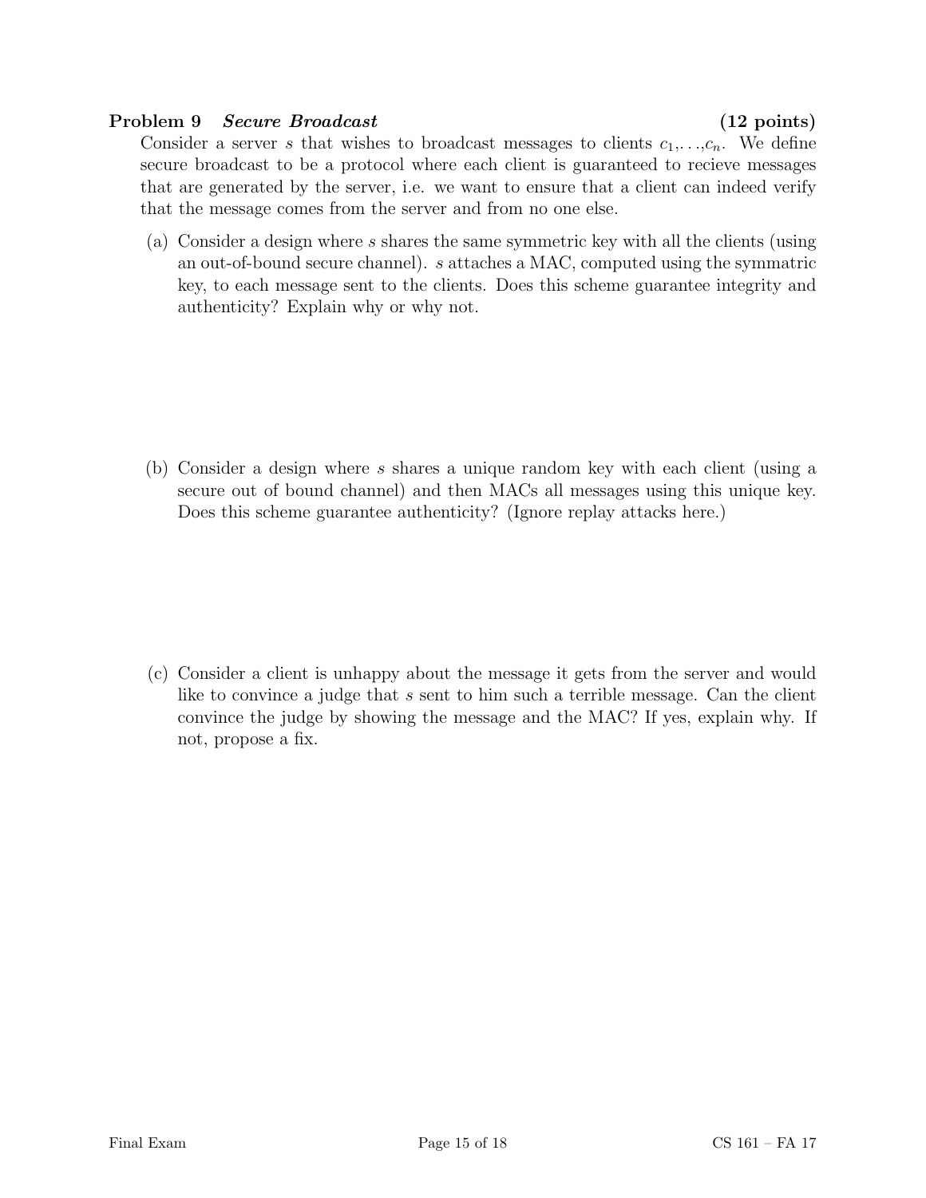**Problem 9** ***Secure Broadcast*** **(12 points)**

Consider a server $s$ that wishes to broadcast messages to clients $c_1, \ldots, c_n$. We define secure broadcast to be a protocol where each client is guaranteed to recieve messages that are generated by the server, i.e. we want to ensure that a client can indeed verify that the message comes from the server and from no one else.

(a) Consider a design where $s$ shares the same symmetric key with all the clients (using an out-of-bound secure channel). $s$ attaches a MAC, computed using the symmatric key, to each message sent to the clients. Does this scheme guarantee integrity and authenticity? Explain why or why not.

(b) Consider a design where $s$ shares a unique random key with each client (using a secure out of bound channel) and then MACs all messages using this unique key. Does this scheme guarantee authenticity? (Ignore replay attacks here.)

(c) Consider a client is unhappy about the message it gets from the server and would like to convince a judge that $s$ sent to him such a terrible message. Can the client convince the judge by showing the message and the MAC? If yes, explain why. If not, propose a fix.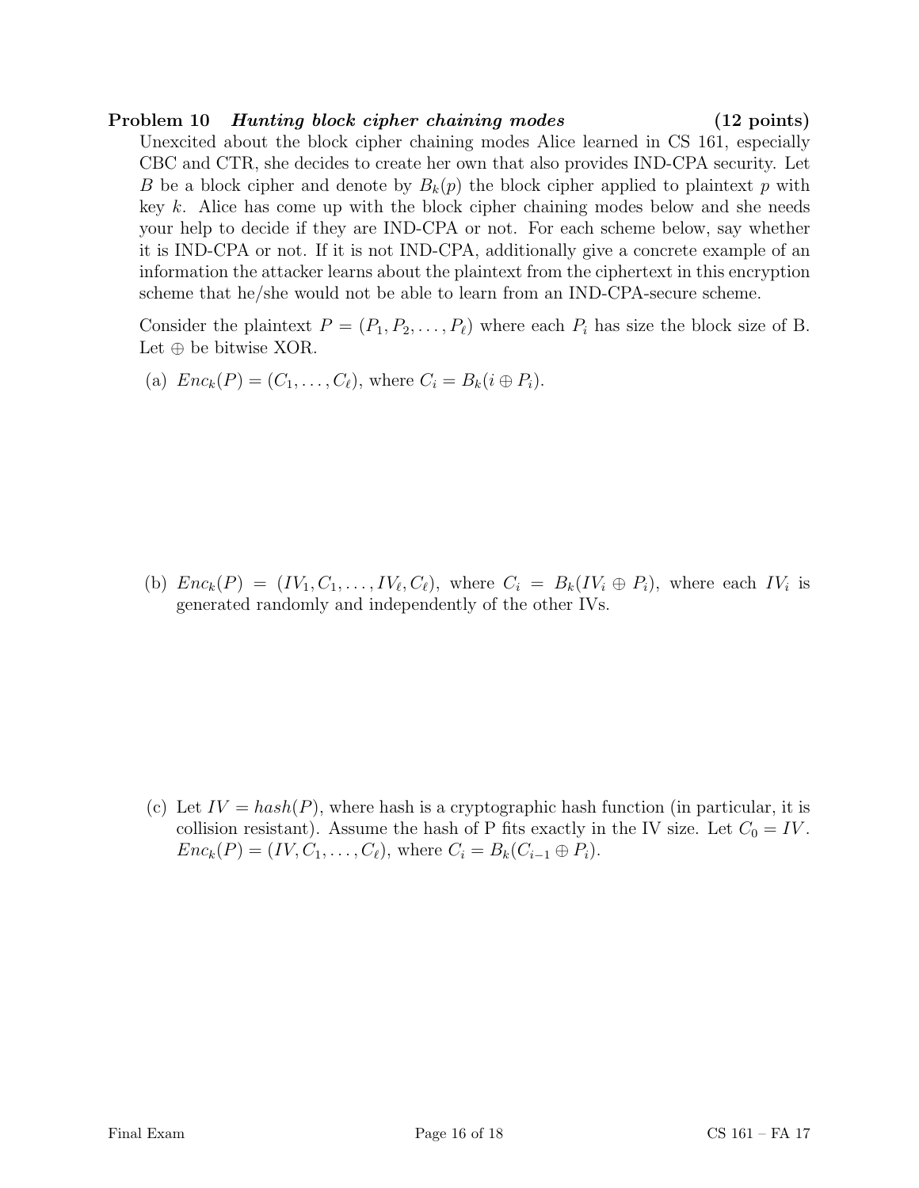**Problem 10** ***Hunting block cipher chaining modes*** **(12 points)**

Unexcited about the block cipher chaining modes Alice learned in CS 161, especially CBC and CTR, she decides to create her own that also provides IND-CPA security. Let $B$ be a block cipher and denote by $B_k(p)$ the block cipher applied to plaintext $p$ with key $k$. Alice has come up with the block cipher chaining modes below and she needs your help to decide if they are IND-CPA or not. For each scheme below, say whether it is IND-CPA or not. If it is not IND-CPA, additionally give a concrete example of an information the attacker learns about the plaintext from the ciphertext in this encryption scheme that he/she would not be able to learn from an IND-CPA-secure scheme.

Consider the plaintext $P = (P_1, P_2, \ldots, P_\ell)$ where each $P_i$ has size the block size of B. Let $\oplus$ be bitwise XOR.

(a) $Enc_k(P) = (C_1, \ldots, C_\ell)$, where $C_i = B_k(i \oplus P_i)$.

(b) $Enc_k(P) = (IV_1, C_1, \ldots, IV_\ell, C_\ell)$, where $C_i = B_k(IV_i \oplus P_i)$, where each $IV_i$ is generated randomly and independently of the other IVs.

(c) Let $IV = hash(P)$, where hash is a cryptographic hash function (in particular, it is collision resistant). Assume the hash of P fits exactly in the IV size. Let $C_0 = IV$. $Enc_k(P) = (IV, C_1, \ldots, C_\ell)$, where $C_i = B_k(C_{i-1} \oplus P_i)$.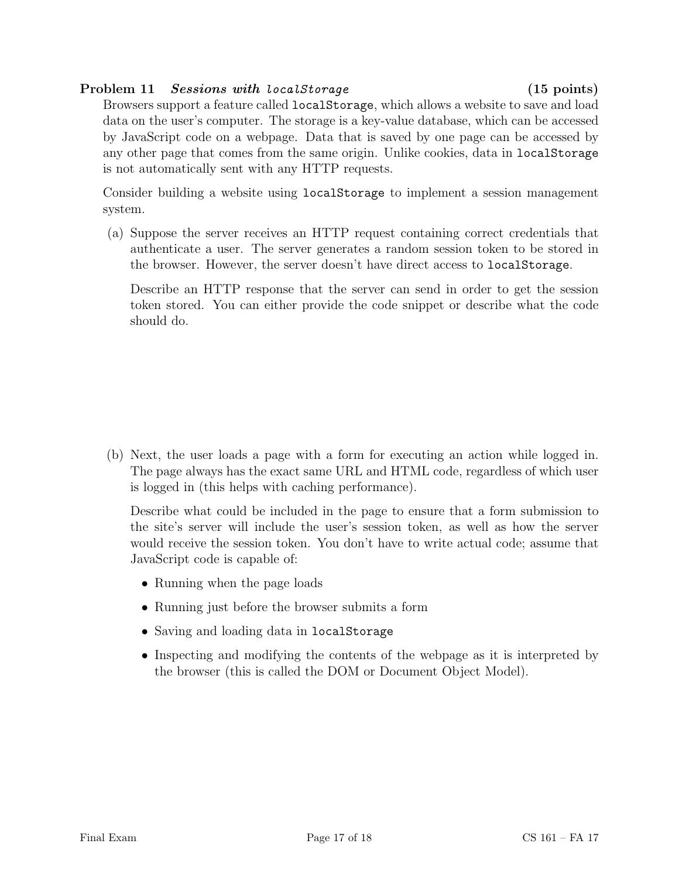**Problem 11** ***Sessions with `localStorage`*** **(15 points)**

Browsers support a feature called `localStorage`, which allows a website to save and load data on the user's computer. The storage is a key-value database, which can be accessed by JavaScript code on a webpage. Data that is saved by one page can be accessed by any other page that comes from the same origin. Unlike cookies, data in `localStorage` is not automatically sent with any HTTP requests.

Consider building a website using `localStorage` to implement a session management system.

(a) Suppose the server receives an HTTP request containing correct credentials that authenticate a user. The server generates a random session token to be stored in the browser. However, the server doesn't have direct access to `localStorage`.

Describe an HTTP response that the server can send in order to get the session token stored. You can either provide the code snippet or describe what the code should do.

(b) Next, the user loads a page with a form for executing an action while logged in. The page always has the exact same URL and HTML code, regardless of which user is logged in (this helps with caching performance).

Describe what could be included in the page to ensure that a form submission to the site's server will include the user's session token, as well as how the server would receive the session token. You don't have to write actual code; assume that JavaScript code is capable of:

- Running when the page loads
- Running just before the browser submits a form
- Saving and loading data in `localStorage`
- Inspecting and modifying the contents of the webpage as it is interpreted by the browser (this is called the DOM or Document Object Model).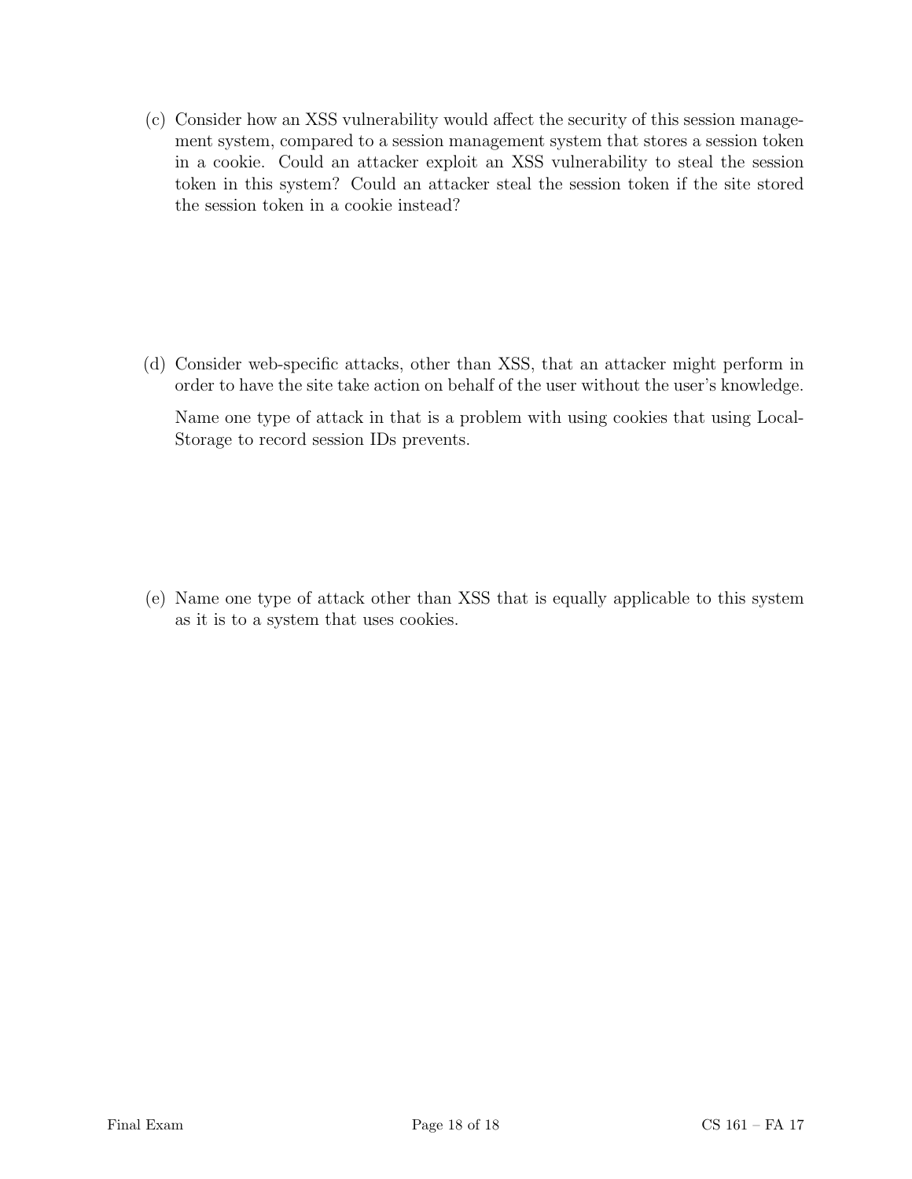(c) Consider how an XSS vulnerability would affect the security of this session management system, compared to a session management system that stores a session token in a cookie. Could an attacker exploit an XSS vulnerability to steal the session token in this system? Could an attacker steal the session token if the site stored the session token in a cookie instead?

(d) Consider web-specific attacks, other than XSS, that an attacker might perform in order to have the site take action on behalf of the user without the user's knowledge.

Name one type of attack in that is a problem with using cookies that using LocalStorage to record session IDs prevents.

(e) Name one type of attack other than XSS that is equally applicable to this system as it is to a system that uses cookies.